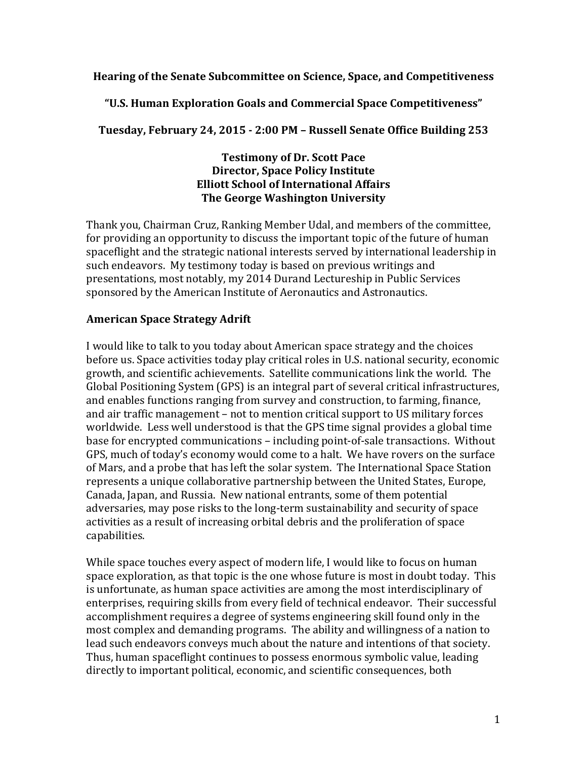**Hearing of the Senate Subcommittee on Science, Space, and Competitiveness**

**"U.S. Human Exploration Goals and Commercial Space Competitiveness"**

**Tuesday, February 24, 2015 - 2:00 PM – Russell Senate Office Building 253**

**Testimony of Dr. Scott Pace**
**Director, Space Policy Institute**
**Elliott School of International Affairs**
**The George Washington University**

Thank you, Chairman Cruz, Ranking Member Udal, and members of the committee, for providing an opportunity to discuss the important topic of the future of human spaceflight and the strategic national interests served by international leadership in such endeavors. My testimony today is based on previous writings and presentations, most notably, my 2014 Durand Lectureship in Public Services sponsored by the American Institute of Aeronautics and Astronautics.

## American Space Strategy Adrift

I would like to talk to you today about American space strategy and the choices before us. Space activities today play critical roles in U.S. national security, economic growth, and scientific achievements. Satellite communications link the world. The Global Positioning System (GPS) is an integral part of several critical infrastructures, and enables functions ranging from survey and construction, to farming, finance, and air traffic management – not to mention critical support to US military forces worldwide. Less well understood is that the GPS time signal provides a global time base for encrypted communications – including point-of-sale transactions. Without GPS, much of today's economy would come to a halt. We have rovers on the surface of Mars, and a probe that has left the solar system. The International Space Station represents a unique collaborative partnership between the United States, Europe, Canada, Japan, and Russia. New national entrants, some of them potential adversaries, may pose risks to the long-term sustainability and security of space activities as a result of increasing orbital debris and the proliferation of space capabilities.

While space touches every aspect of modern life, I would like to focus on human space exploration, as that topic is the one whose future is most in doubt today. This is unfortunate, as human space activities are among the most interdisciplinary of enterprises, requiring skills from every field of technical endeavor. Their successful accomplishment requires a degree of systems engineering skill found only in the most complex and demanding programs. The ability and willingness of a nation to lead such endeavors conveys much about the nature and intentions of that society. Thus, human spaceflight continues to possess enormous symbolic value, leading directly to important political, economic, and scientific consequences, both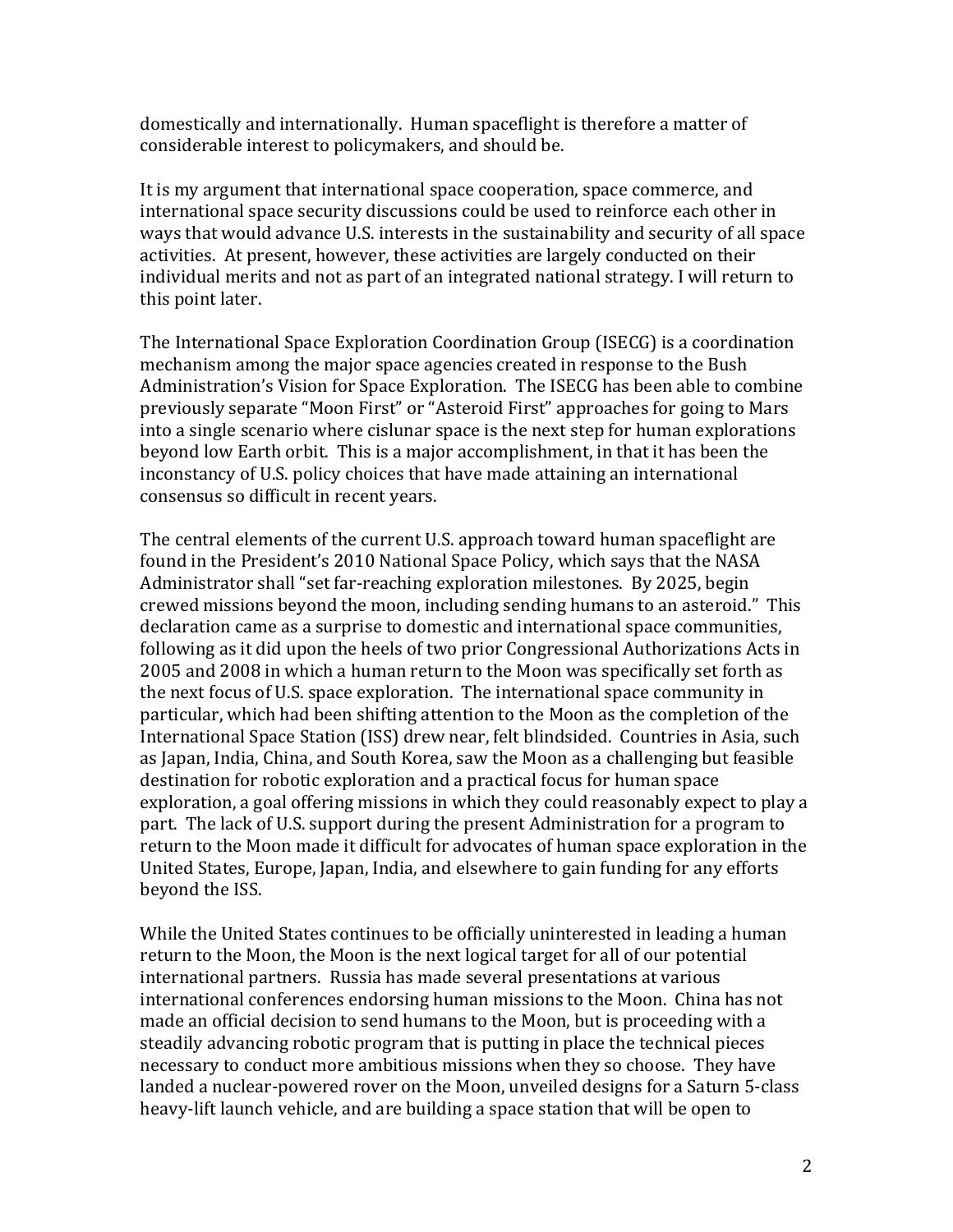domestically and internationally. Human spaceflight is therefore a matter of considerable interest to policymakers, and should be.

It is my argument that international space cooperation, space commerce, and international space security discussions could be used to reinforce each other in ways that would advance U.S. interests in the sustainability and security of all space activities. At present, however, these activities are largely conducted on their individual merits and not as part of an integrated national strategy. I will return to this point later.

The International Space Exploration Coordination Group (ISECG) is a coordination mechanism among the major space agencies created in response to the Bush Administration's Vision for Space Exploration. The ISECG has been able to combine previously separate "Moon First" or "Asteroid First" approaches for going to Mars into a single scenario where cislunar space is the next step for human explorations beyond low Earth orbit. This is a major accomplishment, in that it has been the inconstancy of U.S. policy choices that have made attaining an international consensus so difficult in recent years.

The central elements of the current U.S. approach toward human spaceflight are found in the President's 2010 National Space Policy, which says that the NASA Administrator shall "set far-reaching exploration milestones. By 2025, begin crewed missions beyond the moon, including sending humans to an asteroid." This declaration came as a surprise to domestic and international space communities, following as it did upon the heels of two prior Congressional Authorizations Acts in 2005 and 2008 in which a human return to the Moon was specifically set forth as the next focus of U.S. space exploration. The international space community in particular, which had been shifting attention to the Moon as the completion of the International Space Station (ISS) drew near, felt blindsided. Countries in Asia, such as Japan, India, China, and South Korea, saw the Moon as a challenging but feasible destination for robotic exploration and a practical focus for human space exploration, a goal offering missions in which they could reasonably expect to play a part. The lack of U.S. support during the present Administration for a program to return to the Moon made it difficult for advocates of human space exploration in the United States, Europe, Japan, India, and elsewhere to gain funding for any efforts beyond the ISS.

While the United States continues to be officially uninterested in leading a human return to the Moon, the Moon is the next logical target for all of our potential international partners. Russia has made several presentations at various international conferences endorsing human missions to the Moon. China has not made an official decision to send humans to the Moon, but is proceeding with a steadily advancing robotic program that is putting in place the technical pieces necessary to conduct more ambitious missions when they so choose. They have landed a nuclear-powered rover on the Moon, unveiled designs for a Saturn 5-class heavy-lift launch vehicle, and are building a space station that will be open to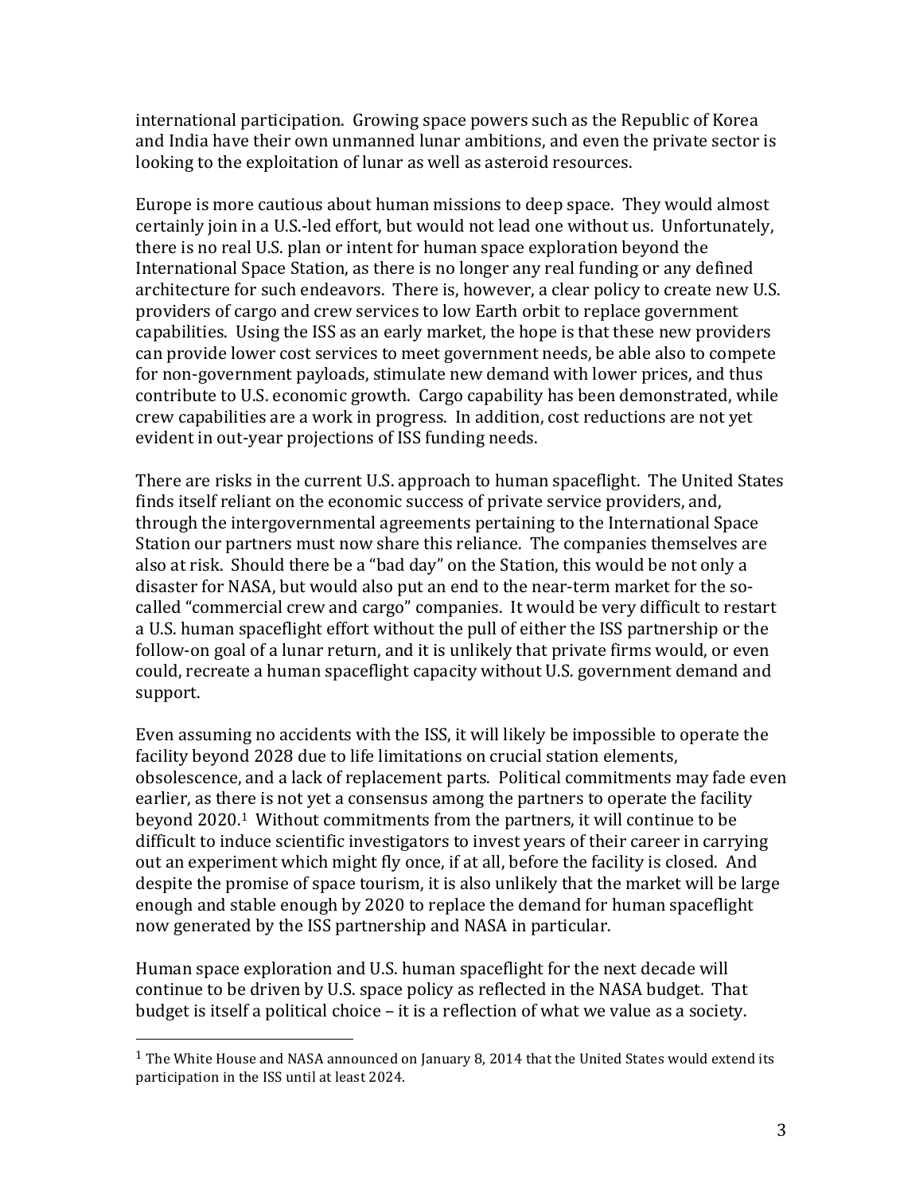international participation. Growing space powers such as the Republic of Korea and India have their own unmanned lunar ambitions, and even the private sector is looking to the exploitation of lunar as well as asteroid resources.

Europe is more cautious about human missions to deep space. They would almost certainly join in a U.S.-led effort, but would not lead one without us. Unfortunately, there is no real U.S. plan or intent for human space exploration beyond the International Space Station, as there is no longer any real funding or any defined architecture for such endeavors. There is, however, a clear policy to create new U.S. providers of cargo and crew services to low Earth orbit to replace government capabilities. Using the ISS as an early market, the hope is that these new providers can provide lower cost services to meet government needs, be able also to compete for non-government payloads, stimulate new demand with lower prices, and thus contribute to U.S. economic growth. Cargo capability has been demonstrated, while crew capabilities are a work in progress. In addition, cost reductions are not yet evident in out-year projections of ISS funding needs.

There are risks in the current U.S. approach to human spaceflight. The United States finds itself reliant on the economic success of private service providers, and, through the intergovernmental agreements pertaining to the International Space Station our partners must now share this reliance. The companies themselves are also at risk. Should there be a "bad day" on the Station, this would be not only a disaster for NASA, but would also put an end to the near-term market for the so-called "commercial crew and cargo" companies. It would be very difficult to restart a U.S. human spaceflight effort without the pull of either the ISS partnership or the follow-on goal of a lunar return, and it is unlikely that private firms would, or even could, recreate a human spaceflight capacity without U.S. government demand and support.

Even assuming no accidents with the ISS, it will likely be impossible to operate the facility beyond 2028 due to life limitations on crucial station elements, obsolescence, and a lack of replacement parts. Political commitments may fade even earlier, as there is not yet a consensus among the partners to operate the facility beyond 2020.[1] Without commitments from the partners, it will continue to be difficult to induce scientific investigators to invest years of their career in carrying out an experiment which might fly once, if at all, before the facility is closed. And despite the promise of space tourism, it is also unlikely that the market will be large enough and stable enough by 2020 to replace the demand for human spaceflight now generated by the ISS partnership and NASA in particular.

Human space exploration and U.S. human spaceflight for the next decade will continue to be driven by U.S. space policy as reflected in the NASA budget. That budget is itself a political choice – it is a reflection of what we value as a society.

---

[1] The White House and NASA announced on January 8, 2014 that the United States would extend its participation in the ISS until at least 2024.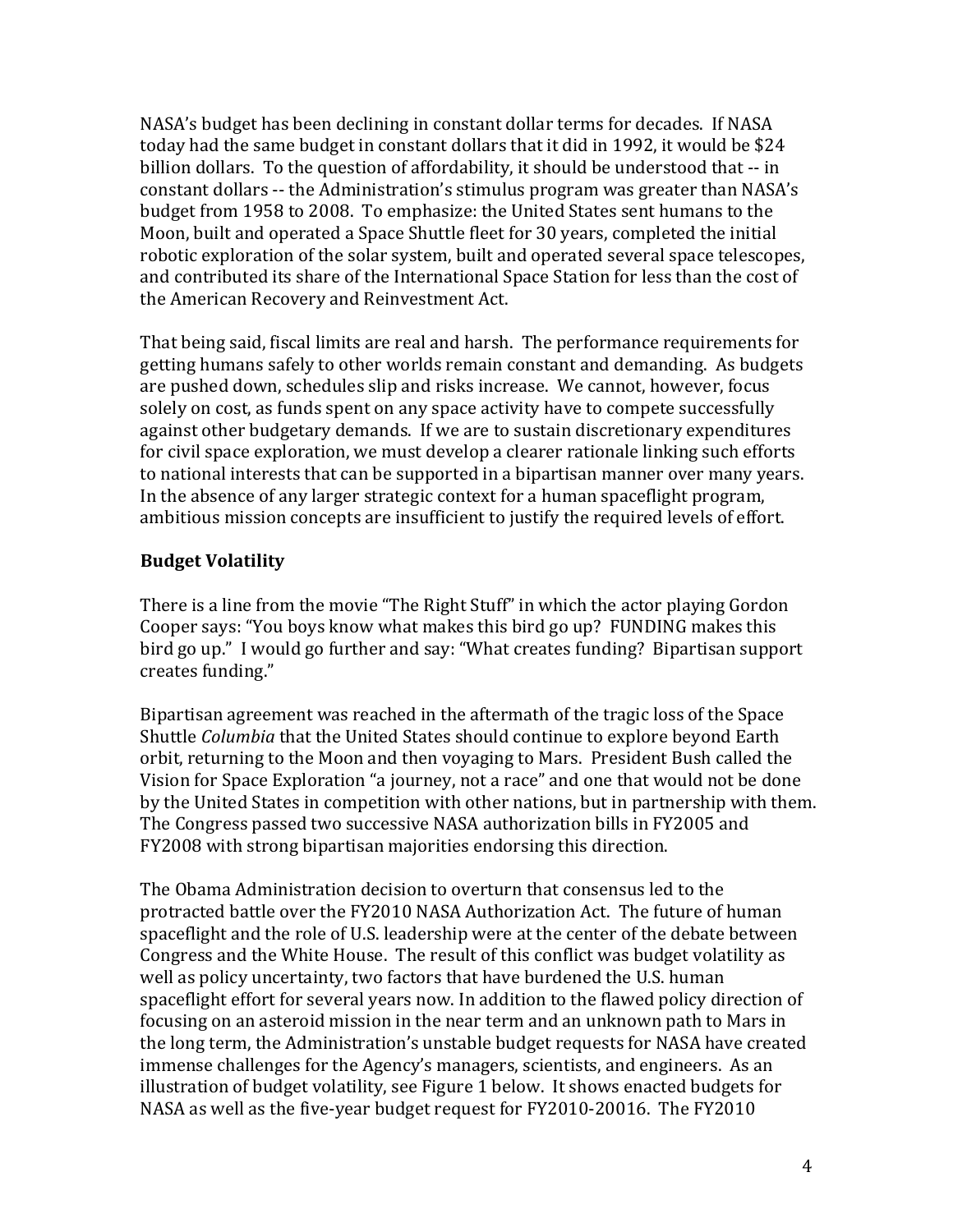NASA's budget has been declining in constant dollar terms for decades. If NASA today had the same budget in constant dollars that it did in 1992, it would be $24 billion dollars. To the question of affordability, it should be understood that -- in constant dollars -- the Administration's stimulus program was greater than NASA's budget from 1958 to 2008. To emphasize: the United States sent humans to the Moon, built and operated a Space Shuttle fleet for 30 years, completed the initial robotic exploration of the solar system, built and operated several space telescopes, and contributed its share of the International Space Station for less than the cost of the American Recovery and Reinvestment Act.

That being said, fiscal limits are real and harsh. The performance requirements for getting humans safely to other worlds remain constant and demanding. As budgets are pushed down, schedules slip and risks increase. We cannot, however, focus solely on cost, as funds spent on any space activity have to compete successfully against other budgetary demands. If we are to sustain discretionary expenditures for civil space exploration, we must develop a clearer rationale linking such efforts to national interests that can be supported in a bipartisan manner over many years. In the absence of any larger strategic context for a human spaceflight program, ambitious mission concepts are insufficient to justify the required levels of effort.

**Budget Volatility**

There is a line from the movie "The Right Stuff" in which the actor playing Gordon Cooper says: "You boys know what makes this bird go up? FUNDING makes this bird go up." I would go further and say: "What creates funding? Bipartisan support creates funding."

Bipartisan agreement was reached in the aftermath of the tragic loss of the Space Shuttle *Columbia* that the United States should continue to explore beyond Earth orbit, returning to the Moon and then voyaging to Mars. President Bush called the Vision for Space Exploration "a journey, not a race" and one that would not be done by the United States in competition with other nations, but in partnership with them. The Congress passed two successive NASA authorization bills in FY2005 and FY2008 with strong bipartisan majorities endorsing this direction.

The Obama Administration decision to overturn that consensus led to the protracted battle over the FY2010 NASA Authorization Act. The future of human spaceflight and the role of U.S. leadership were at the center of the debate between Congress and the White House. The result of this conflict was budget volatility as well as policy uncertainty, two factors that have burdened the U.S. human spaceflight effort for several years now. In addition to the flawed policy direction of focusing on an asteroid mission in the near term and an unknown path to Mars in the long term, the Administration's unstable budget requests for NASA have created immense challenges for the Agency's managers, scientists, and engineers. As an illustration of budget volatility, see Figure 1 below. It shows enacted budgets for NASA as well as the five-year budget request for FY2010-20016. The FY2010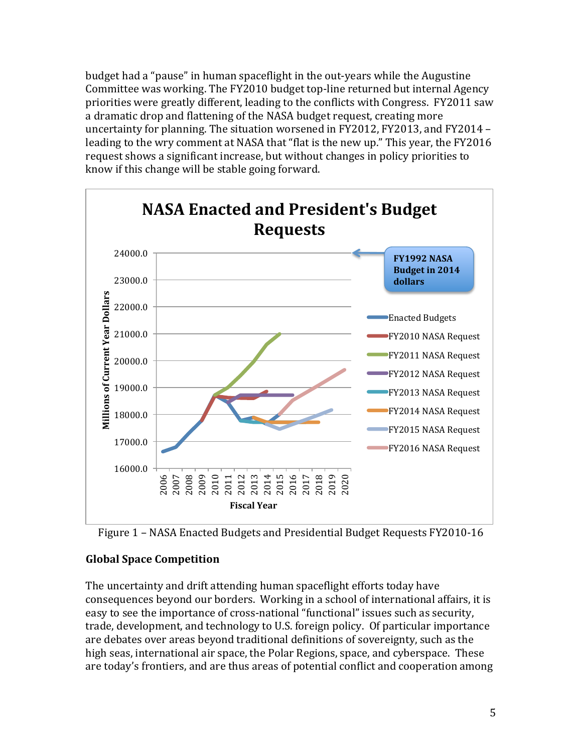budget had a "pause" in human spaceflight in the out-years while the Augustine Committee was working. The FY2010 budget top-line returned but internal Agency priorities were greatly different, leading to the conflicts with Congress. FY2011 saw a dramatic drop and flattening of the NASA budget request, creating more uncertainty for planning. The situation worsened in FY2012, FY2013, and FY2014 – leading to the wry comment at NASA that "flat is the new up." This year, the FY2016 request shows a significant increase, but without changes in policy priorities to know if this change will be stable going forward.

Figure 1 – NASA Enacted Budgets and Presidential Budget Requests FY2010-16

## Global Space Competition

The uncertainty and drift attending human spaceflight efforts today have consequences beyond our borders. Working in a school of international affairs, it is easy to see the importance of cross-national "functional" issues such as security, trade, development, and technology to U.S. foreign policy. Of particular importance are debates over areas beyond traditional definitions of sovereignty, such as the high seas, international air space, the Polar Regions, space, and cyberspace. These are today's frontiers, and are thus areas of potential conflict and cooperation among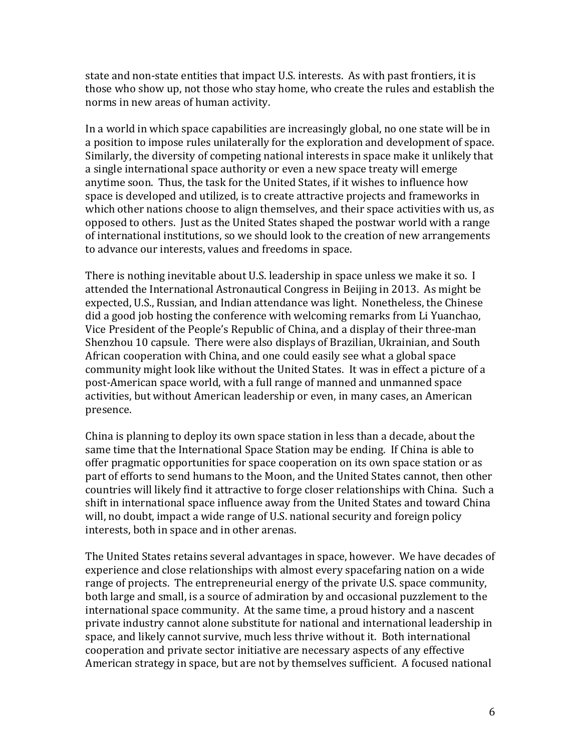state and non-state entities that impact U.S. interests. As with past frontiers, it is those who show up, not those who stay home, who create the rules and establish the norms in new areas of human activity.

In a world in which space capabilities are increasingly global, no one state will be in a position to impose rules unilaterally for the exploration and development of space. Similarly, the diversity of competing national interests in space make it unlikely that a single international space authority or even a new space treaty will emerge anytime soon. Thus, the task for the United States, if it wishes to influence how space is developed and utilized, is to create attractive projects and frameworks in which other nations choose to align themselves, and their space activities with us, as opposed to others. Just as the United States shaped the postwar world with a range of international institutions, so we should look to the creation of new arrangements to advance our interests, values and freedoms in space.

There is nothing inevitable about U.S. leadership in space unless we make it so. I attended the International Astronautical Congress in Beijing in 2013. As might be expected, U.S., Russian, and Indian attendance was light. Nonetheless, the Chinese did a good job hosting the conference with welcoming remarks from Li Yuanchao, Vice President of the People's Republic of China, and a display of their three-man Shenzhou 10 capsule. There were also displays of Brazilian, Ukrainian, and South African cooperation with China, and one could easily see what a global space community might look like without the United States. It was in effect a picture of a post-American space world, with a full range of manned and unmanned space activities, but without American leadership or even, in many cases, an American presence.

China is planning to deploy its own space station in less than a decade, about the same time that the International Space Station may be ending. If China is able to offer pragmatic opportunities for space cooperation on its own space station or as part of efforts to send humans to the Moon, and the United States cannot, then other countries will likely find it attractive to forge closer relationships with China. Such a shift in international space influence away from the United States and toward China will, no doubt, impact a wide range of U.S. national security and foreign policy interests, both in space and in other arenas.

The United States retains several advantages in space, however. We have decades of experience and close relationships with almost every spacefaring nation on a wide range of projects. The entrepreneurial energy of the private U.S. space community, both large and small, is a source of admiration by and occasional puzzlement to the international space community. At the same time, a proud history and a nascent private industry cannot alone substitute for national and international leadership in space, and likely cannot survive, much less thrive without it. Both international cooperation and private sector initiative are necessary aspects of any effective American strategy in space, but are not by themselves sufficient. A focused national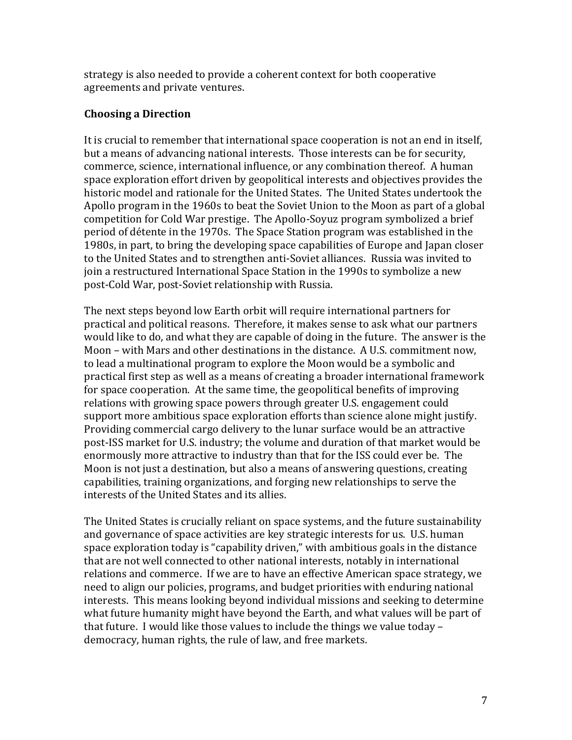strategy is also needed to provide a coherent context for both cooperative agreements and private ventures.

## Choosing a Direction

It is crucial to remember that international space cooperation is not an end in itself, but a means of advancing national interests. Those interests can be for security, commerce, science, international influence, or any combination thereof. A human space exploration effort driven by geopolitical interests and objectives provides the historic model and rationale for the United States. The United States undertook the Apollo program in the 1960s to beat the Soviet Union to the Moon as part of a global competition for Cold War prestige. The Apollo-Soyuz program symbolized a brief period of détente in the 1970s. The Space Station program was established in the 1980s, in part, to bring the developing space capabilities of Europe and Japan closer to the United States and to strengthen anti-Soviet alliances. Russia was invited to join a restructured International Space Station in the 1990s to symbolize a new post-Cold War, post-Soviet relationship with Russia.

The next steps beyond low Earth orbit will require international partners for practical and political reasons. Therefore, it makes sense to ask what our partners would like to do, and what they are capable of doing in the future. The answer is the Moon – with Mars and other destinations in the distance. A U.S. commitment now, to lead a multinational program to explore the Moon would be a symbolic and practical first step as well as a means of creating a broader international framework for space cooperation. At the same time, the geopolitical benefits of improving relations with growing space powers through greater U.S. engagement could support more ambitious space exploration efforts than science alone might justify. Providing commercial cargo delivery to the lunar surface would be an attractive post-ISS market for U.S. industry; the volume and duration of that market would be enormously more attractive to industry than that for the ISS could ever be. The Moon is not just a destination, but also a means of answering questions, creating capabilities, training organizations, and forging new relationships to serve the interests of the United States and its allies.

The United States is crucially reliant on space systems, and the future sustainability and governance of space activities are key strategic interests for us. U.S. human space exploration today is "capability driven," with ambitious goals in the distance that are not well connected to other national interests, notably in international relations and commerce. If we are to have an effective American space strategy, we need to align our policies, programs, and budget priorities with enduring national interests. This means looking beyond individual missions and seeking to determine what future humanity might have beyond the Earth, and what values will be part of that future. I would like those values to include the things we value today – democracy, human rights, the rule of law, and free markets.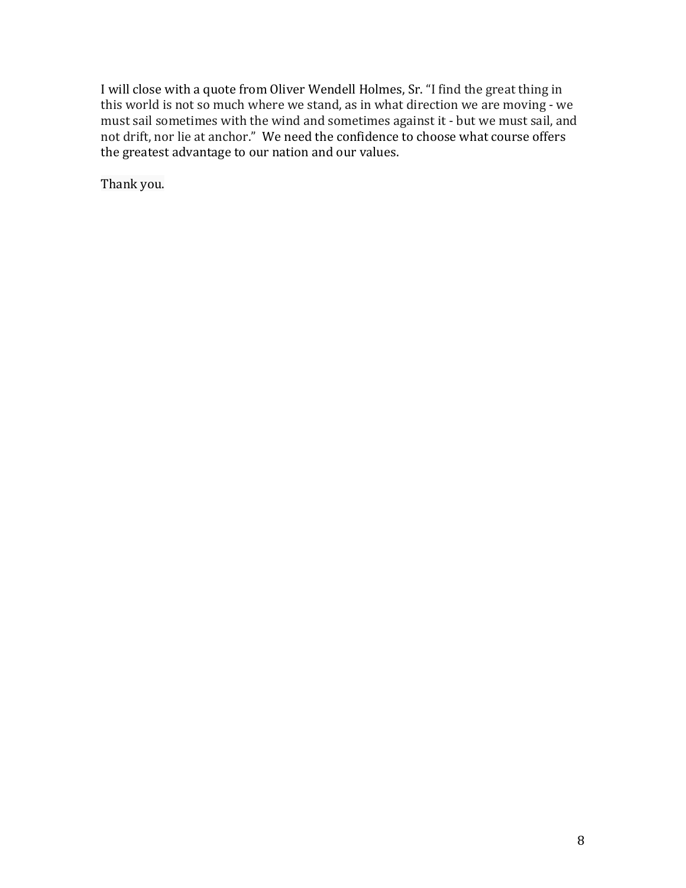I will close with a quote from Oliver Wendell Holmes, Sr. "I find the great thing in this world is not so much where we stand, as in what direction we are moving - we must sail sometimes with the wind and sometimes against it - but we must sail, and not drift, nor lie at anchor." We need the confidence to choose what course offers the greatest advantage to our nation and our values.

Thank you.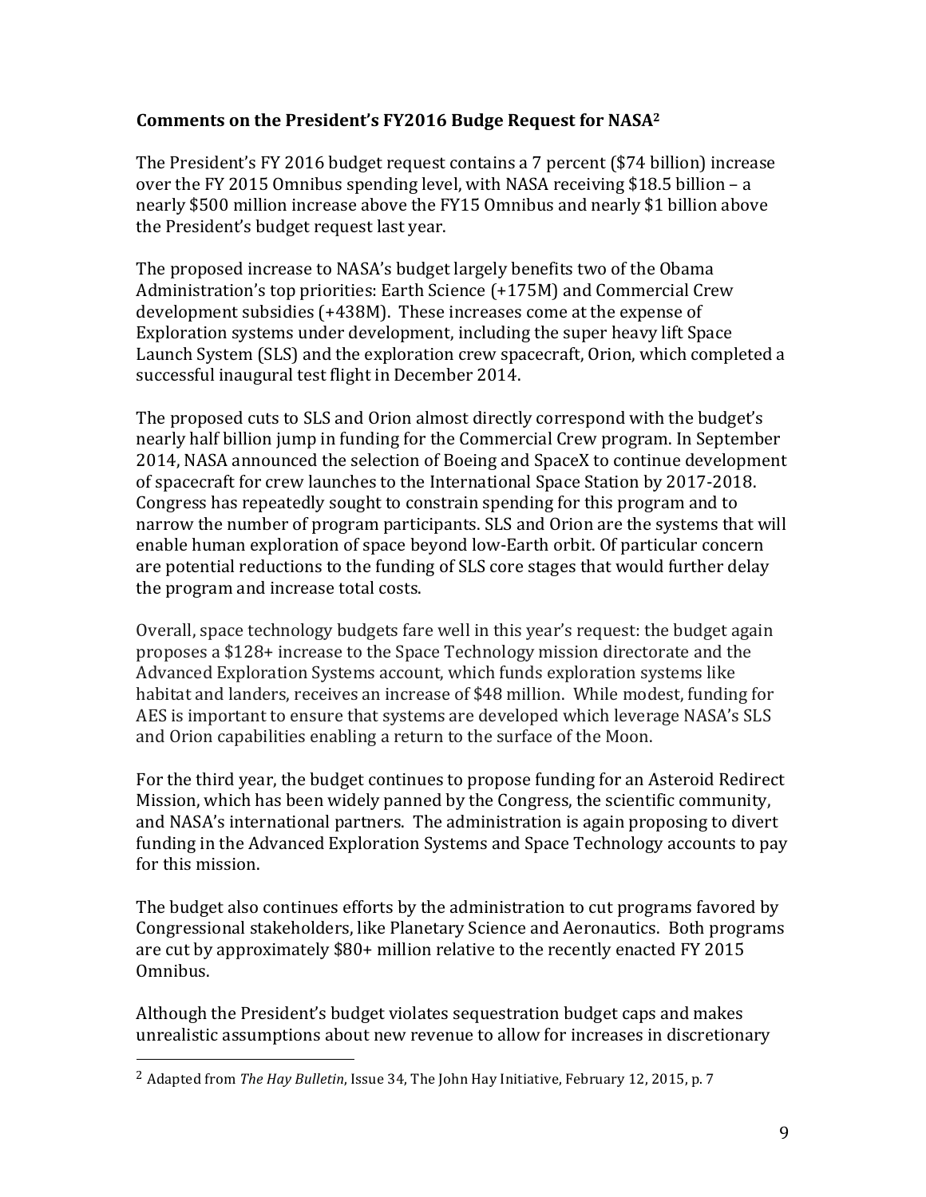### Comments on the President's FY2016 Budge Request for NASA[2]

The President's FY 2016 budget request contains a 7 percent ($74 billion) increase over the FY 2015 Omnibus spending level, with NASA receiving $18.5 billion – a nearly $500 million increase above the FY15 Omnibus and nearly $1 billion above the President's budget request last year.

The proposed increase to NASA's budget largely benefits two of the Obama Administration's top priorities: Earth Science (+175M) and Commercial Crew development subsidies (+438M). These increases come at the expense of Exploration systems under development, including the super heavy lift Space Launch System (SLS) and the exploration crew spacecraft, Orion, which completed a successful inaugural test flight in December 2014.

The proposed cuts to SLS and Orion almost directly correspond with the budget's nearly half billion jump in funding for the Commercial Crew program. In September 2014, NASA announced the selection of Boeing and SpaceX to continue development of spacecraft for crew launches to the International Space Station by 2017-2018. Congress has repeatedly sought to constrain spending for this program and to narrow the number of program participants. SLS and Orion are the systems that will enable human exploration of space beyond low-Earth orbit. Of particular concern are potential reductions to the funding of SLS core stages that would further delay the program and increase total costs.

Overall, space technology budgets fare well in this year's request: the budget again proposes a $128+ increase to the Space Technology mission directorate and the Advanced Exploration Systems account, which funds exploration systems like habitat and landers, receives an increase of $48 million. While modest, funding for AES is important to ensure that systems are developed which leverage NASA's SLS and Orion capabilities enabling a return to the surface of the Moon.

For the third year, the budget continues to propose funding for an Asteroid Redirect Mission, which has been widely panned by the Congress, the scientific community, and NASA's international partners. The administration is again proposing to divert funding in the Advanced Exploration Systems and Space Technology accounts to pay for this mission.

The budget also continues efforts by the administration to cut programs favored by Congressional stakeholders, like Planetary Science and Aeronautics. Both programs are cut by approximately $80+ million relative to the recently enacted FY 2015 Omnibus.

Although the President's budget violates sequestration budget caps and makes unrealistic assumptions about new revenue to allow for increases in discretionary

---

[2] Adapted from *The Hay Bulletin*, Issue 34, The John Hay Initiative, February 12, 2015, p. 7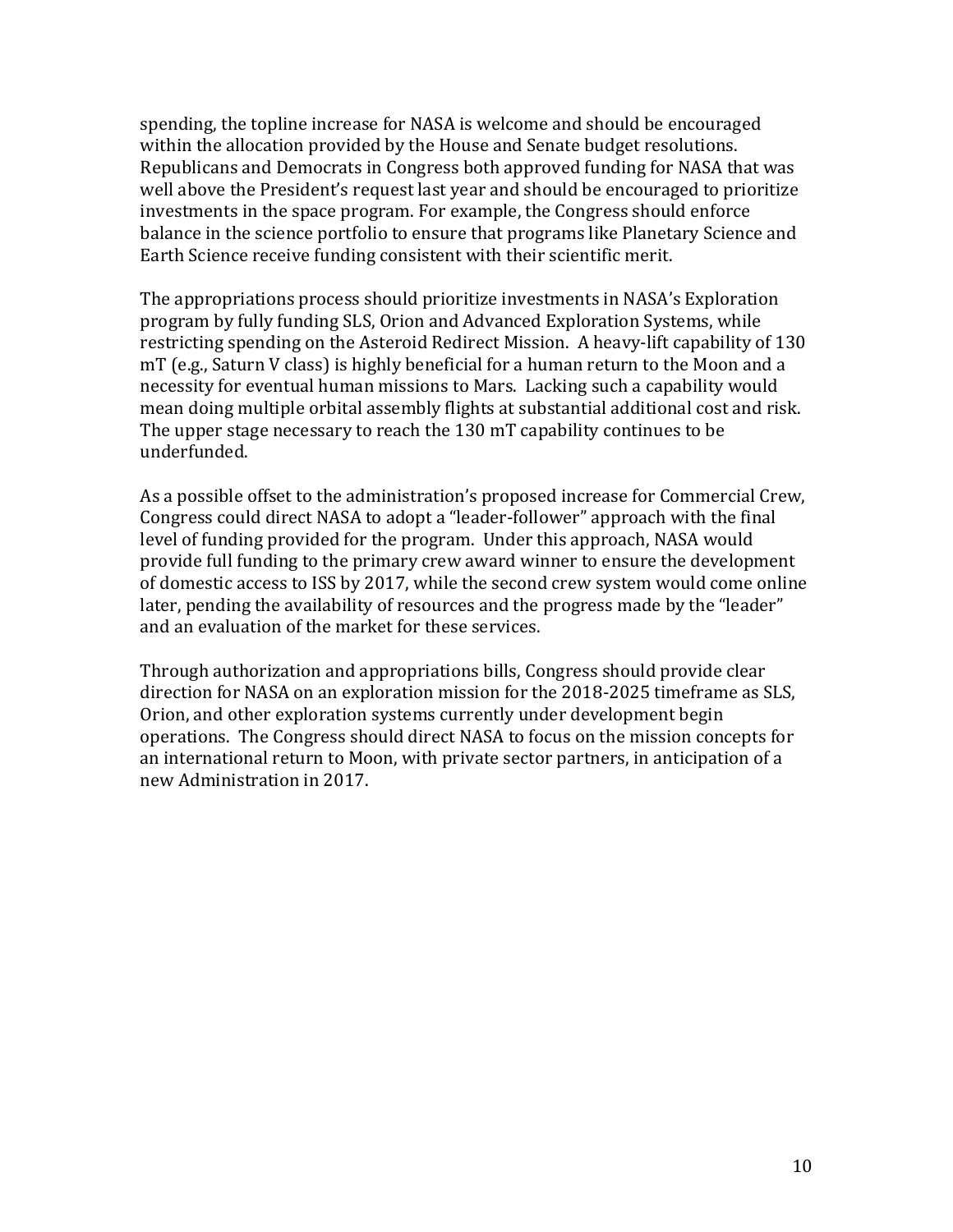spending, the topline increase for NASA is welcome and should be encouraged within the allocation provided by the House and Senate budget resolutions. Republicans and Democrats in Congress both approved funding for NASA that was well above the President's request last year and should be encouraged to prioritize investments in the space program. For example, the Congress should enforce balance in the science portfolio to ensure that programs like Planetary Science and Earth Science receive funding consistent with their scientific merit.

The appropriations process should prioritize investments in NASA's Exploration program by fully funding SLS, Orion and Advanced Exploration Systems, while restricting spending on the Asteroid Redirect Mission. A heavy-lift capability of 130 mT (e.g., Saturn V class) is highly beneficial for a human return to the Moon and a necessity for eventual human missions to Mars. Lacking such a capability would mean doing multiple orbital assembly flights at substantial additional cost and risk. The upper stage necessary to reach the 130 mT capability continues to be underfunded.

As a possible offset to the administration's proposed increase for Commercial Crew, Congress could direct NASA to adopt a "leader-follower" approach with the final level of funding provided for the program. Under this approach, NASA would provide full funding to the primary crew award winner to ensure the development of domestic access to ISS by 2017, while the second crew system would come online later, pending the availability of resources and the progress made by the "leader" and an evaluation of the market for these services.

Through authorization and appropriations bills, Congress should provide clear direction for NASA on an exploration mission for the 2018-2025 timeframe as SLS, Orion, and other exploration systems currently under development begin operations. The Congress should direct NASA to focus on the mission concepts for an international return to Moon, with private sector partners, in anticipation of a new Administration in 2017.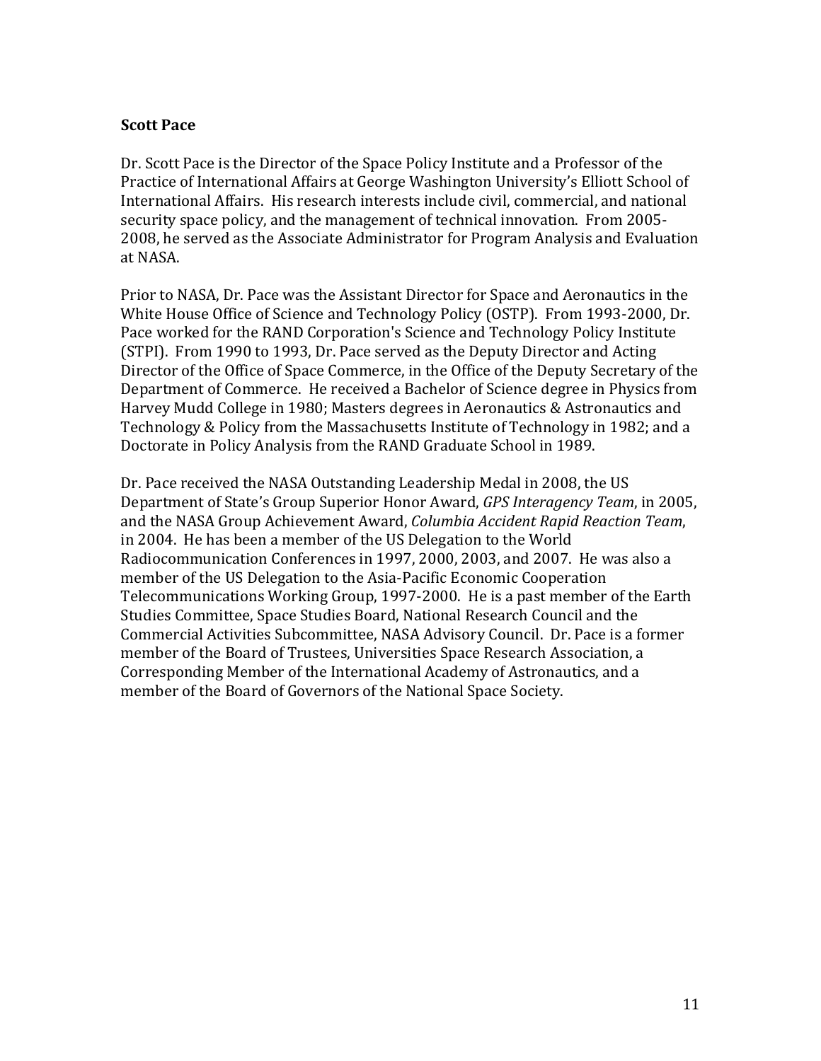**Scott Pace**

Dr. Scott Pace is the Director of the Space Policy Institute and a Professor of the Practice of International Affairs at George Washington University's Elliott School of International Affairs. His research interests include civil, commercial, and national security space policy, and the management of technical innovation. From 2005-2008, he served as the Associate Administrator for Program Analysis and Evaluation at NASA.

Prior to NASA, Dr. Pace was the Assistant Director for Space and Aeronautics in the White House Office of Science and Technology Policy (OSTP). From 1993-2000, Dr. Pace worked for the RAND Corporation's Science and Technology Policy Institute (STPI). From 1990 to 1993, Dr. Pace served as the Deputy Director and Acting Director of the Office of Space Commerce, in the Office of the Deputy Secretary of the Department of Commerce. He received a Bachelor of Science degree in Physics from Harvey Mudd College in 1980; Masters degrees in Aeronautics & Astronautics and Technology & Policy from the Massachusetts Institute of Technology in 1982; and a Doctorate in Policy Analysis from the RAND Graduate School in 1989.

Dr. Pace received the NASA Outstanding Leadership Medal in 2008, the US Department of State's Group Superior Honor Award, *GPS Interagency Team*, in 2005, and the NASA Group Achievement Award, *Columbia Accident Rapid Reaction Team*, in 2004. He has been a member of the US Delegation to the World Radiocommunication Conferences in 1997, 2000, 2003, and 2007. He was also a member of the US Delegation to the Asia-Pacific Economic Cooperation Telecommunications Working Group, 1997-2000. He is a past member of the Earth Studies Committee, Space Studies Board, National Research Council and the Commercial Activities Subcommittee, NASA Advisory Council. Dr. Pace is a former member of the Board of Trustees, Universities Space Research Association, a Corresponding Member of the International Academy of Astronautics, and a member of the Board of Governors of the National Space Society.